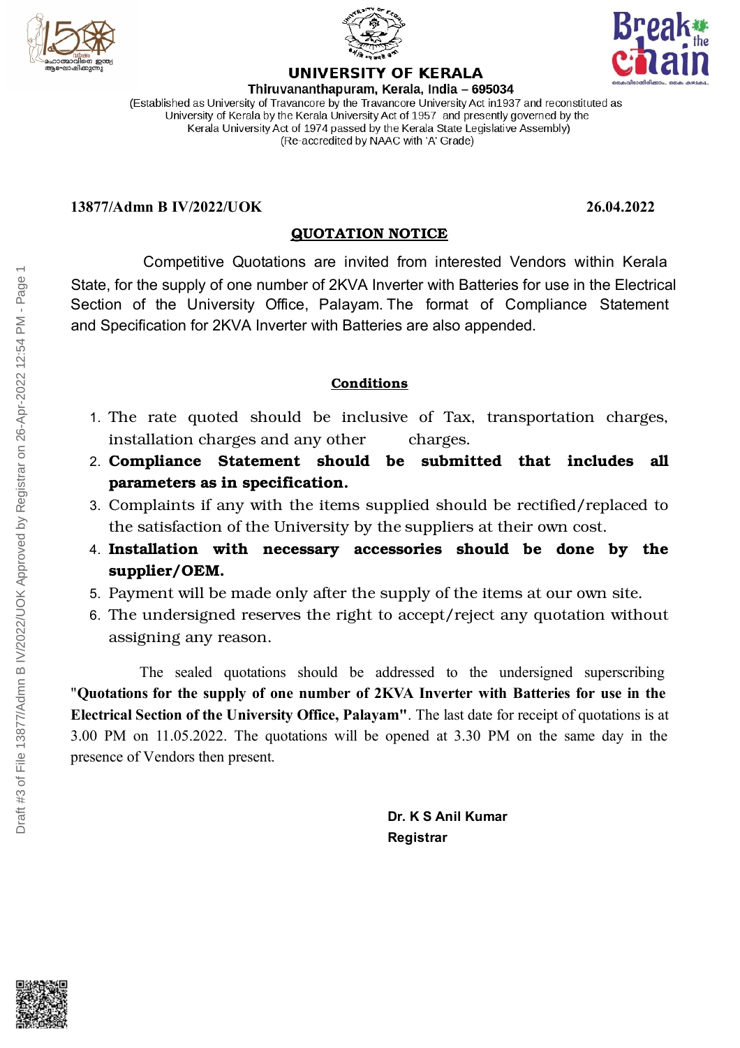# UNIVERSITY OF KERALA

**Thiruvananthapuram, Kerala, India – 695034**

(Established as University of Travancore by the Travancore University Act in1937 and reconstituted as University of Kerala by the Kerala University Act of 1957 and presently governed by the Kerala University Act of 1974 passed by the Kerala State Legislative Assembly)
(Re-accredited by NAAC with 'A' Grade)

**13877/Admn B IV/2022/UOK** **26.04.2022**

## QUOTATION NOTICE

Competitive Quotations are invited from interested Vendors within Kerala State, for the supply of one number of 2KVA Inverter with Batteries for use in the Electrical Section of the University Office, Palayam. The format of Compliance Statement and Specification for 2KVA Inverter with Batteries are also appended.

### Conditions

1. The rate quoted should be inclusive of Tax, transportation charges, installation charges and any other charges.
2. **Compliance Statement should be submitted that includes all parameters as in specification.**
3. Complaints if any with the items supplied should be rectified/replaced to the satisfaction of the University by the suppliers at their own cost.
4. **Installation with necessary accessories should be done by the supplier/OEM.**
5. Payment will be made only after the supply of the items at our own site.
6. The undersigned reserves the right to accept/reject any quotation without assigning any reason.

The sealed quotations should be addressed to the undersigned superscribing **"Quotations for the supply of one number of 2KVA Inverter with Batteries for use in the Electrical Section of the University Office, Palayam"**. The last date for receipt of quotations is at 3.00 PM on 11.05.2022. The quotations will be opened at 3.30 PM on the same day in the presence of Vendors then present.

**Dr. K S Anil Kumar**
**Registrar**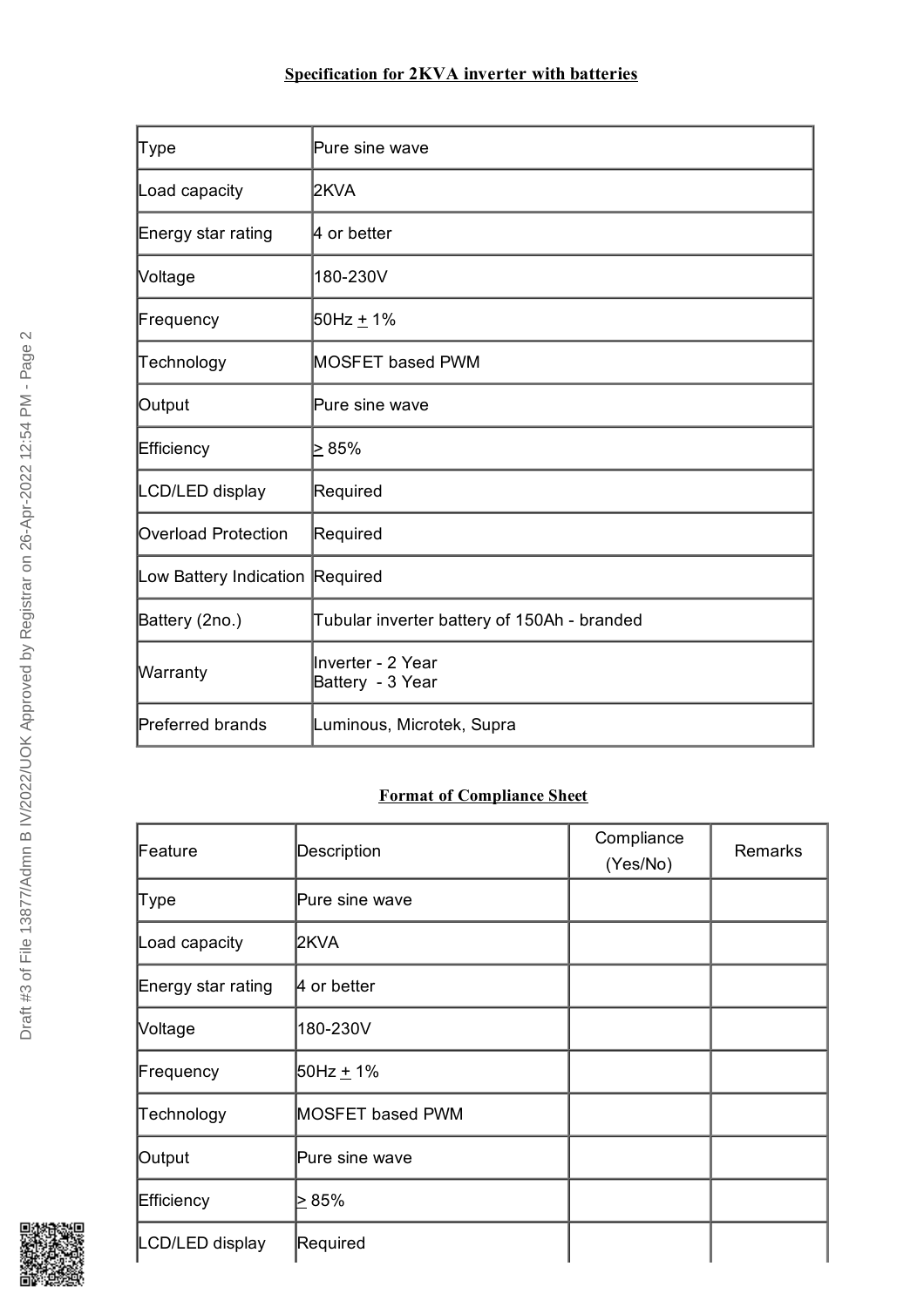**Specification for 2KVA inverter with batteries**

| Type | Pure sine wave |
|---|---|
| Load capacity | 2KVA |
| Energy star rating | 4 or better |
| Voltage | 180-230V |
| Frequency | 50Hz ± 1% |
| Technology | MOSFET based PWM |
| Output | Pure sine wave |
| Efficiency | ≥ 85% |
| LCD/LED display | Required |
| Overload Protection | Required |
| Low Battery Indication | Required |
| Battery (2no.) | Tubular inverter battery of 150Ah - branded |
| Warranty | Inverter - 2 Year<br>Battery - 3 Year |
| Preferred brands | Luminous, Microtek, Supra |

**Format of Compliance Sheet**

| Feature | Description | Compliance (Yes/No) | Remarks |
|---|---|---|---|
| Type | Pure sine wave | | |
| Load capacity | 2KVA | | |
| Energy star rating | 4 or better | | |
| Voltage | 180-230V | | |
| Frequency | 50Hz ± 1% | | |
| Technology | MOSFET based PWM | | |
| Output | Pure sine wave | | |
| Efficiency | ≥ 85% | | |
| LCD/LED display | Required | | |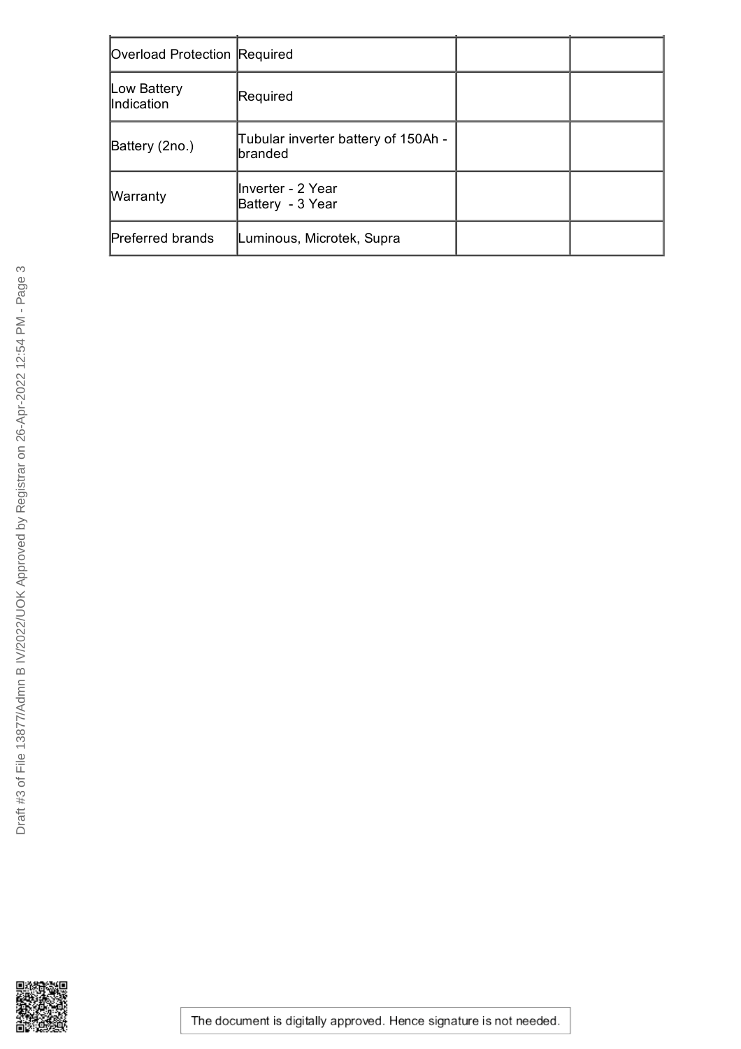| | | | |
|---|---|---|---|
| Overload Protection | Required | | |
| Low Battery Indication | Required | | |
| Battery (2no.) | Tubular inverter battery of 150Ah - branded | | |
| Warranty | Inverter - 2 Year<br>Battery - 3 Year | | |
| Preferred brands | Luminous, Microtek, Supra | | |

Draft #3 of File 13877/Admn B IV/2022/UOK Approved by Registrar on 26-Apr-2022 12:54 PM - Page 3

The document is digitally approved. Hence signature is not needed.